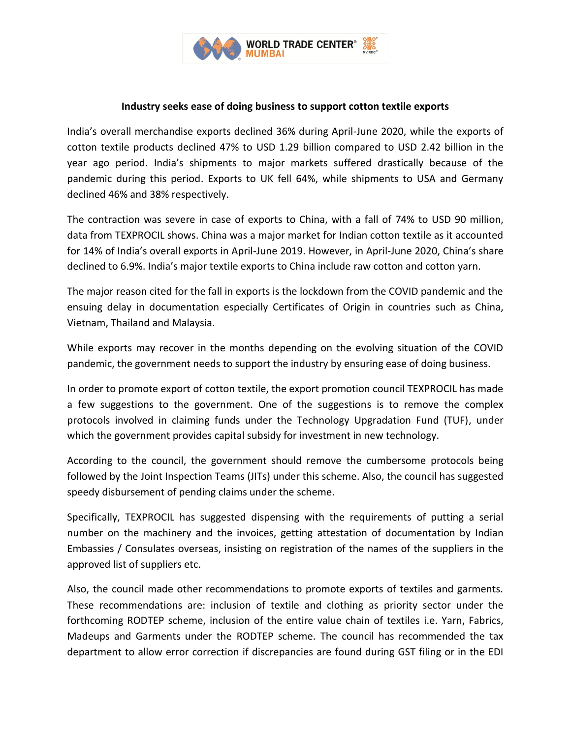**Industry seeks ease of doing business to support cotton textile exports**

India's overall merchandise exports declined 36% during April-June 2020, while the exports of cotton textile products declined 47% to USD 1.29 billion compared to USD 2.42 billion in the year ago period. India's shipments to major markets suffered drastically because of the pandemic during this period. Exports to UK fell 64%, while shipments to USA and Germany declined 46% and 38% respectively.

The contraction was severe in case of exports to China, with a fall of 74% to USD 90 million, data from TEXPROCIL shows. China was a major market for Indian cotton textile as it accounted for 14% of India's overall exports in April-June 2019. However, in April-June 2020, China's share declined to 6.9%. India's major textile exports to China include raw cotton and cotton yarn.

The major reason cited for the fall in exports is the lockdown from the COVID pandemic and the ensuing delay in documentation especially Certificates of Origin in countries such as China, Vietnam, Thailand and Malaysia.

While exports may recover in the months depending on the evolving situation of the COVID pandemic, the government needs to support the industry by ensuring ease of doing business.

In order to promote export of cotton textile, the export promotion council TEXPROCIL has made a few suggestions to the government. One of the suggestions is to remove the complex protocols involved in claiming funds under the Technology Upgradation Fund (TUF), under which the government provides capital subsidy for investment in new technology.

According to the council, the government should remove the cumbersome protocols being followed by the Joint Inspection Teams (JITs) under this scheme. Also, the council has suggested speedy disbursement of pending claims under the scheme.

Specifically, TEXPROCIL has suggested dispensing with the requirements of putting a serial number on the machinery and the invoices, getting attestation of documentation by Indian Embassies / Consulates overseas, insisting on registration of the names of the suppliers in the approved list of suppliers etc.

Also, the council made other recommendations to promote exports of textiles and garments. These recommendations are: inclusion of textile and clothing as priority sector under the forthcoming RODTEP scheme, inclusion of the entire value chain of textiles i.e. Yarn, Fabrics, Madeups and Garments under the RODTEP scheme. The council has recommended the tax department to allow error correction if discrepancies are found during GST filing or in the EDI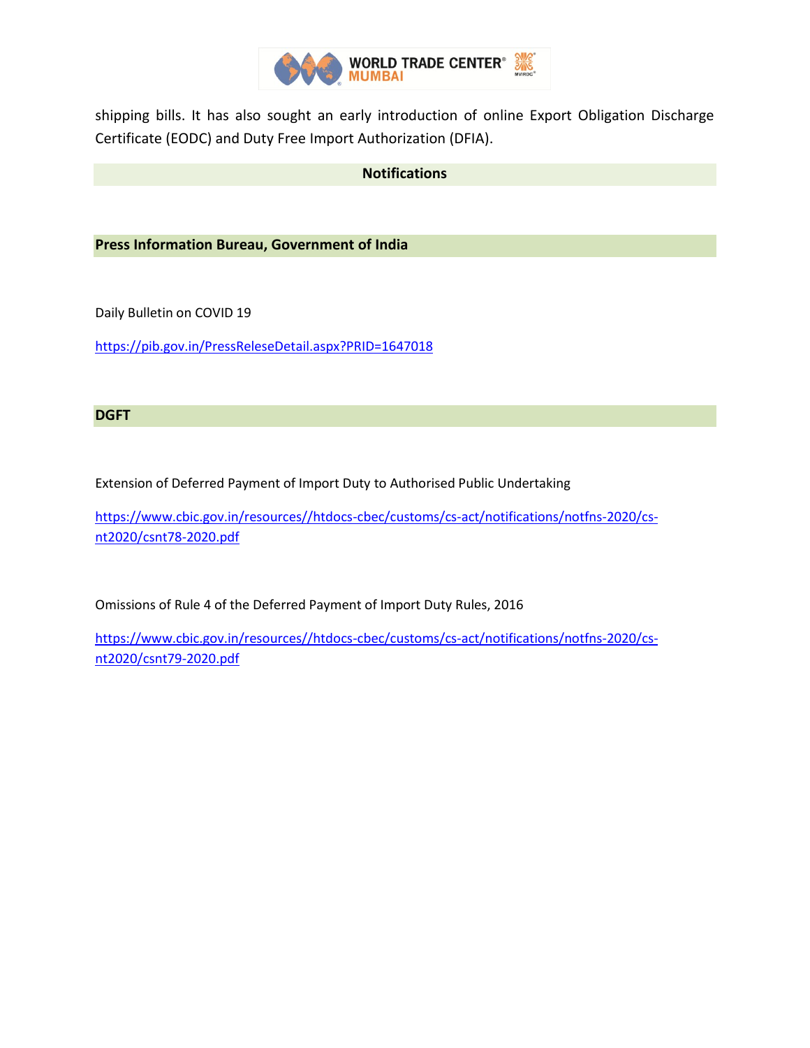shipping bills. It has also sought an early introduction of online Export Obligation Discharge Certificate (EODC) and Duty Free Import Authorization (DFIA).

## Notifications

### Press Information Bureau, Government of India

Daily Bulletin on COVID 19

https://pib.gov.in/PressReleseDetail.aspx?PRID=1647018

### DGFT

Extension of Deferred Payment of Import Duty to Authorised Public Undertaking

https://www.cbic.gov.in/resources//htdocs-cbec/customs/cs-act/notifications/notfns-2020/cs-nt2020/csnt78-2020.pdf

Omissions of Rule 4 of the Deferred Payment of Import Duty Rules, 2016

https://www.cbic.gov.in/resources//htdocs-cbec/customs/cs-act/notifications/notfns-2020/cs-nt2020/csnt79-2020.pdf